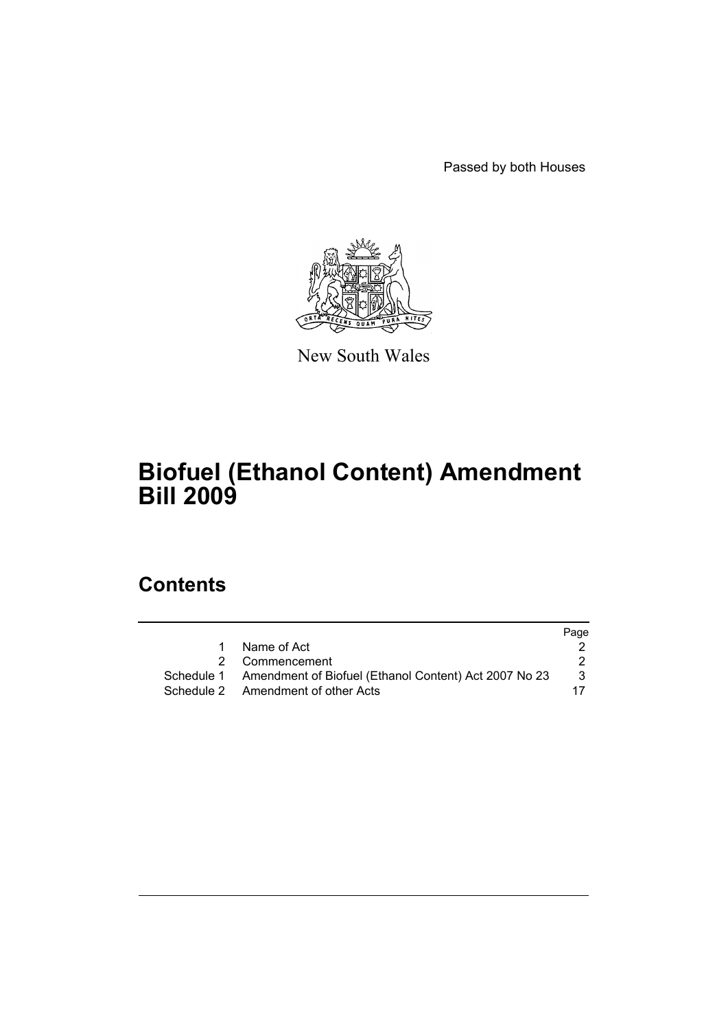Passed by both Houses

New South Wales

# Biofuel (Ethanol Content) Amendment Bill 2009

## Contents

| | | Page |
|---|---|---|
| 1 | Name of Act | 2 |
| 2 | Commencement | 2 |
| Schedule 1 | Amendment of Biofuel (Ethanol Content) Act 2007 No 23 | 3 |
| Schedule 2 | Amendment of other Acts | 17 |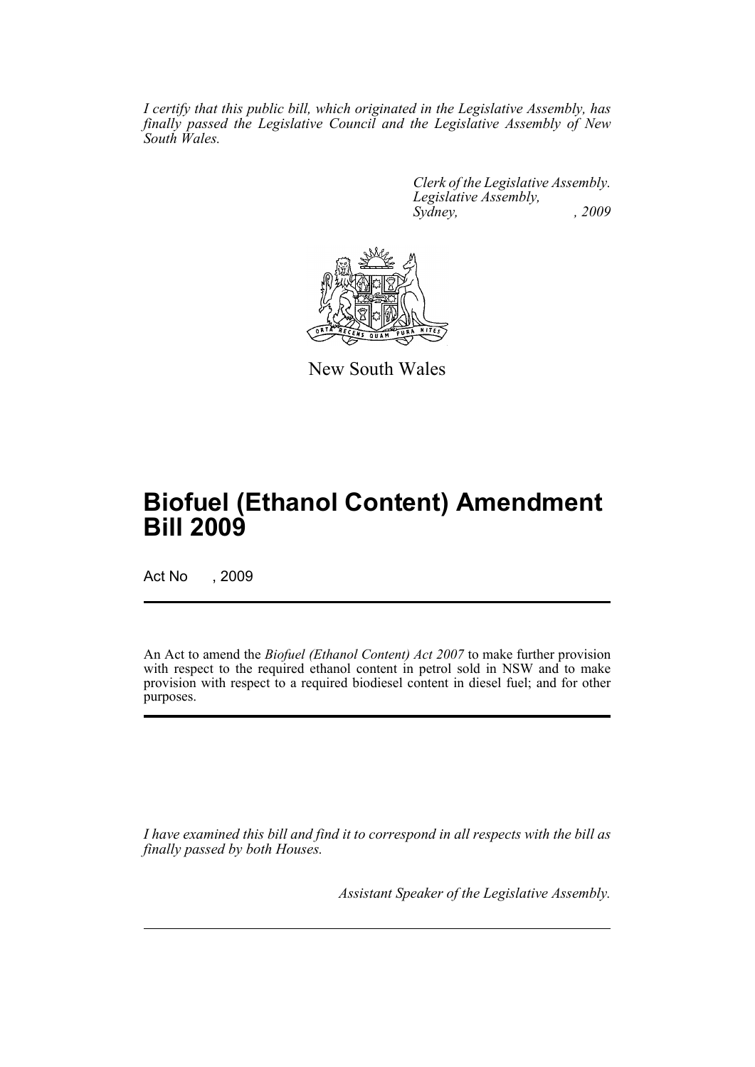*I certify that this public bill, which originated in the Legislative Assembly, has finally passed the Legislative Council and the Legislative Assembly of New South Wales.*

*Clerk of the Legislative Assembly.*
*Legislative Assembly,*
*Sydney, , 2009*

New South Wales

# Biofuel (Ethanol Content) Amendment Bill 2009

Act No , 2009

An Act to amend the *Biofuel (Ethanol Content) Act 2007* to make further provision with respect to the required ethanol content in petrol sold in NSW and to make provision with respect to a required biodiesel content in diesel fuel; and for other purposes.

*I have examined this bill and find it to correspond in all respects with the bill as finally passed by both Houses.*

*Assistant Speaker of the Legislative Assembly.*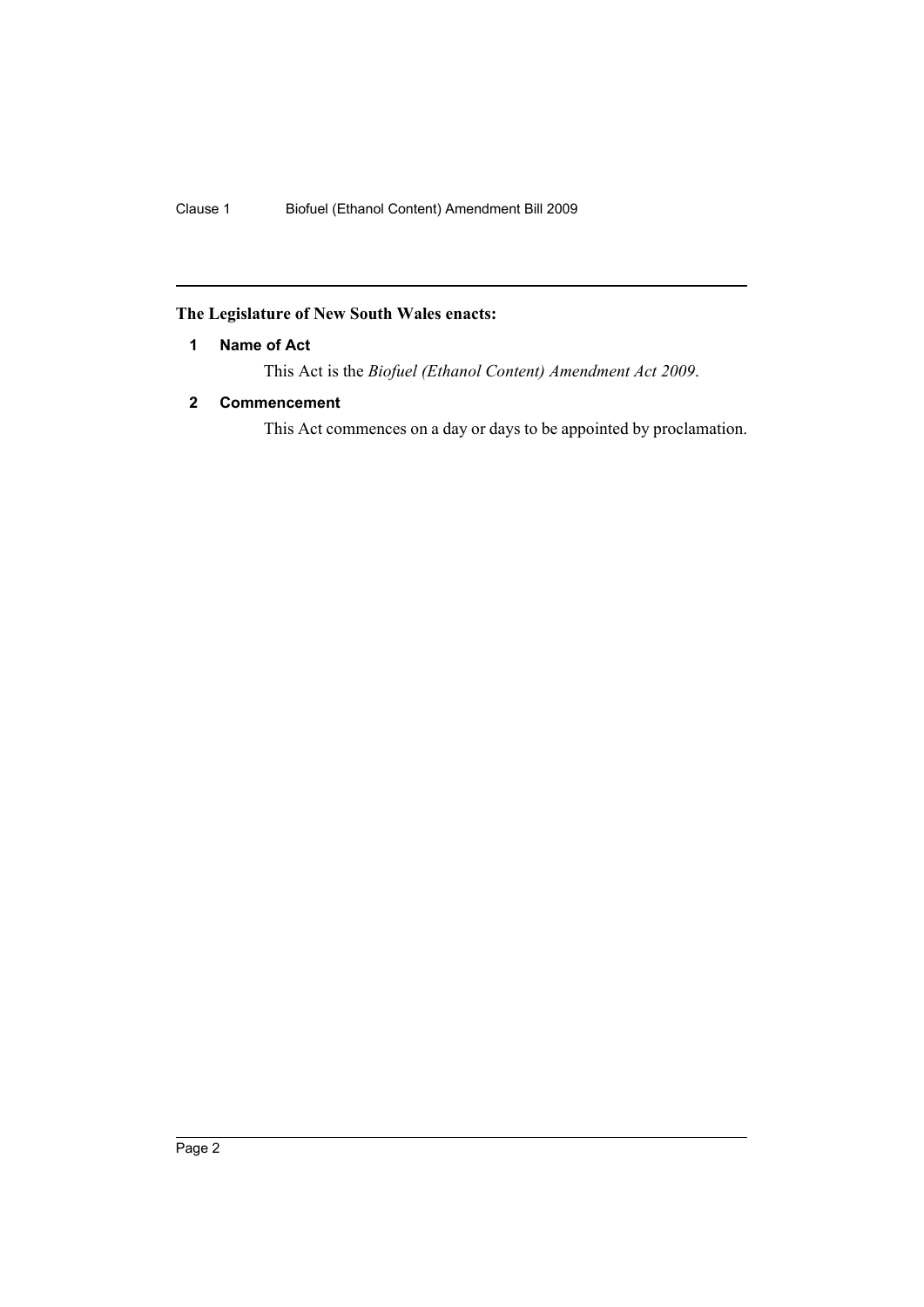**The Legislature of New South Wales enacts:**

### 1 Name of Act

This Act is the *Biofuel (Ethanol Content) Amendment Act 2009*.

### 2 Commencement

This Act commences on a day or days to be appointed by proclamation.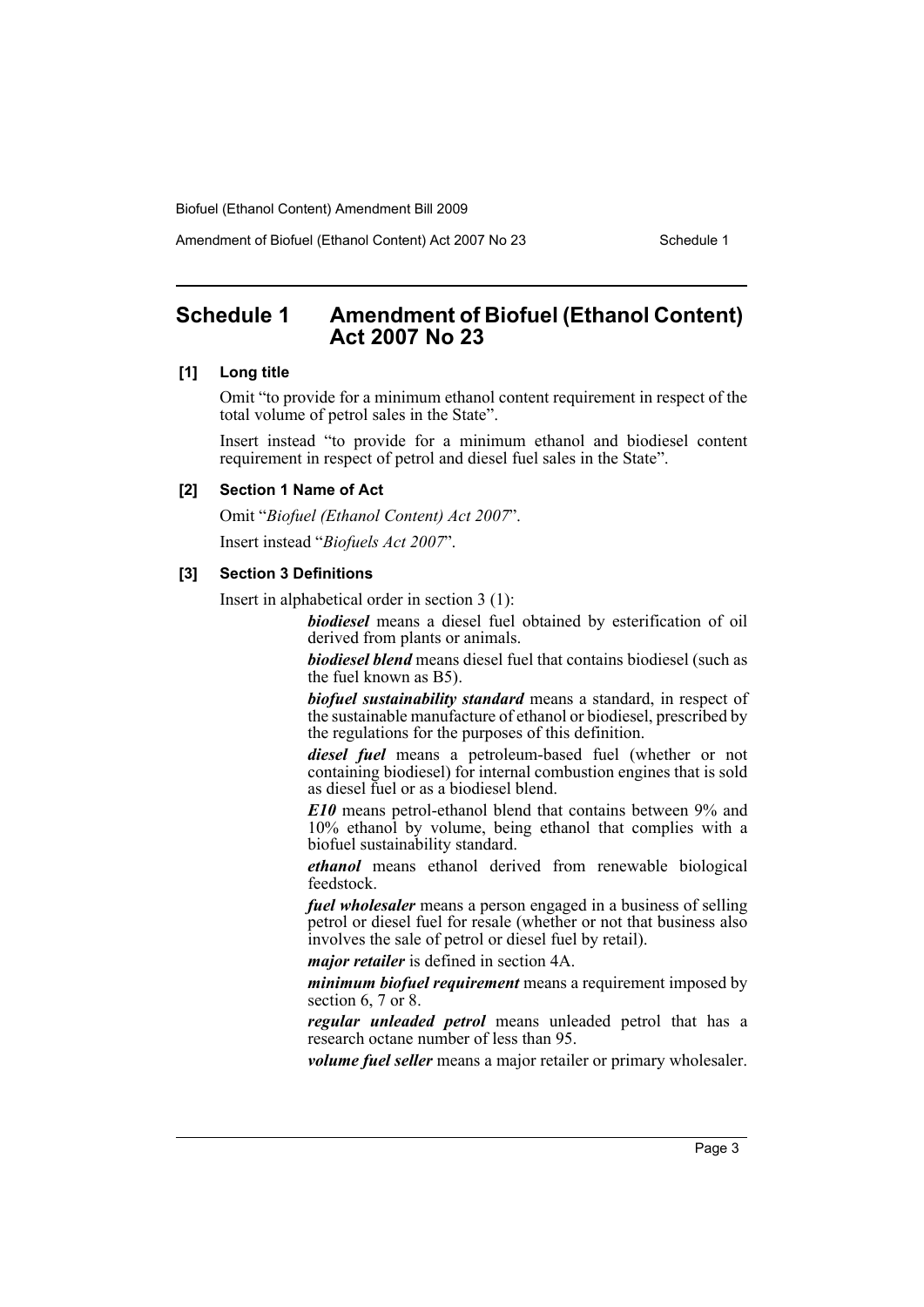## Schedule 1 Amendment of Biofuel (Ethanol Content) Act 2007 No 23

**[1] Long title**

Omit "to provide for a minimum ethanol content requirement in respect of the total volume of petrol sales in the State".

Insert instead "to provide for a minimum ethanol and biodiesel content requirement in respect of petrol and diesel fuel sales in the State".

**[2] Section 1 Name of Act**

Omit "*Biofuel (Ethanol Content) Act 2007*".

Insert instead "*Biofuels Act 2007*".

**[3] Section 3 Definitions**

Insert in alphabetical order in section 3 (1):

***biodiesel*** means a diesel fuel obtained by esterification of oil derived from plants or animals.

***biodiesel blend*** means diesel fuel that contains biodiesel (such as the fuel known as B5).

***biofuel sustainability standard*** means a standard, in respect of the sustainable manufacture of ethanol or biodiesel, prescribed by the regulations for the purposes of this definition.

***diesel fuel*** means a petroleum-based fuel (whether or not containing biodiesel) for internal combustion engines that is sold as diesel fuel or as a biodiesel blend.

***E10*** means petrol-ethanol blend that contains between 9% and 10% ethanol by volume, being ethanol that complies with a biofuel sustainability standard.

***ethanol*** means ethanol derived from renewable biological feedstock.

***fuel wholesaler*** means a person engaged in a business of selling petrol or diesel fuel for resale (whether or not that business also involves the sale of petrol or diesel fuel by retail).

***major retailer*** is defined in section 4A.

***minimum biofuel requirement*** means a requirement imposed by section 6, 7 or 8.

***regular unleaded petrol*** means unleaded petrol that has a research octane number of less than 95.

***volume fuel seller*** means a major retailer or primary wholesaler.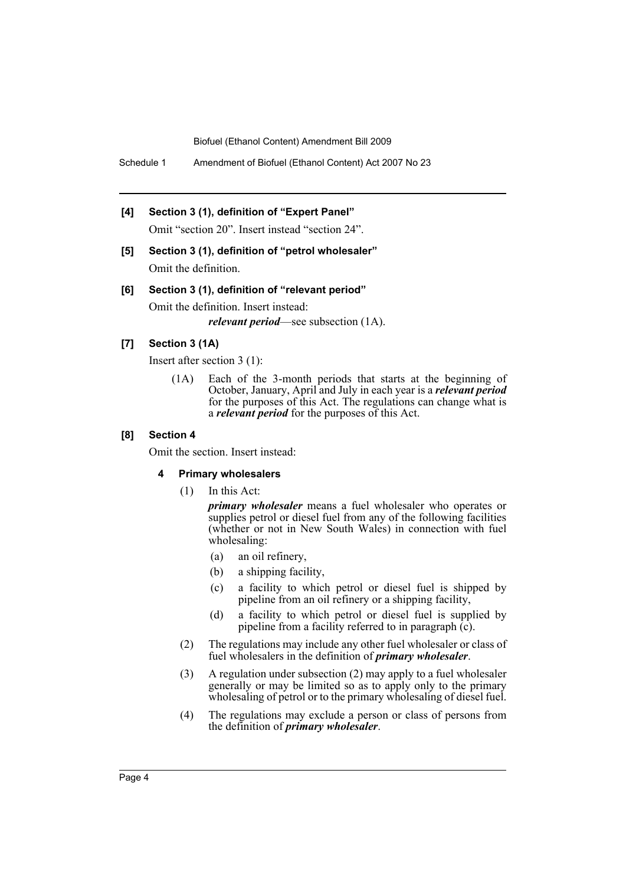**[4] Section 3 (1), definition of "Expert Panel"**

Omit "section 20". Insert instead "section 24".

**[5] Section 3 (1), definition of "petrol wholesaler"**

Omit the definition.

**[6] Section 3 (1), definition of "relevant period"**

Omit the definition. Insert instead:

> ***relevant period***—see subsection (1A).

**[7] Section 3 (1A)**

Insert after section 3 (1):

> (1A) Each of the 3-month periods that starts at the beginning of October, January, April and July in each year is a ***relevant period*** for the purposes of this Act. The regulations can change what is a ***relevant period*** for the purposes of this Act.

**[8] Section 4**

Omit the section. Insert instead:

**4 Primary wholesalers**

(1) In this Act:

***primary wholesaler*** means a fuel wholesaler who operates or supplies petrol or diesel fuel from any of the following facilities (whether or not in New South Wales) in connection with fuel wholesaling:

- (a) an oil refinery,
- (b) a shipping facility,
- (c) a facility to which petrol or diesel fuel is shipped by pipeline from an oil refinery or a shipping facility,
- (d) a facility to which petrol or diesel fuel is supplied by pipeline from a facility referred to in paragraph (c).

(2) The regulations may include any other fuel wholesaler or class of fuel wholesalers in the definition of ***primary wholesaler***.

(3) A regulation under subsection (2) may apply to a fuel wholesaler generally or may be limited so as to apply only to the primary wholesaling of petrol or to the primary wholesaling of diesel fuel.

(4) The regulations may exclude a person or class of persons from the definition of ***primary wholesaler***.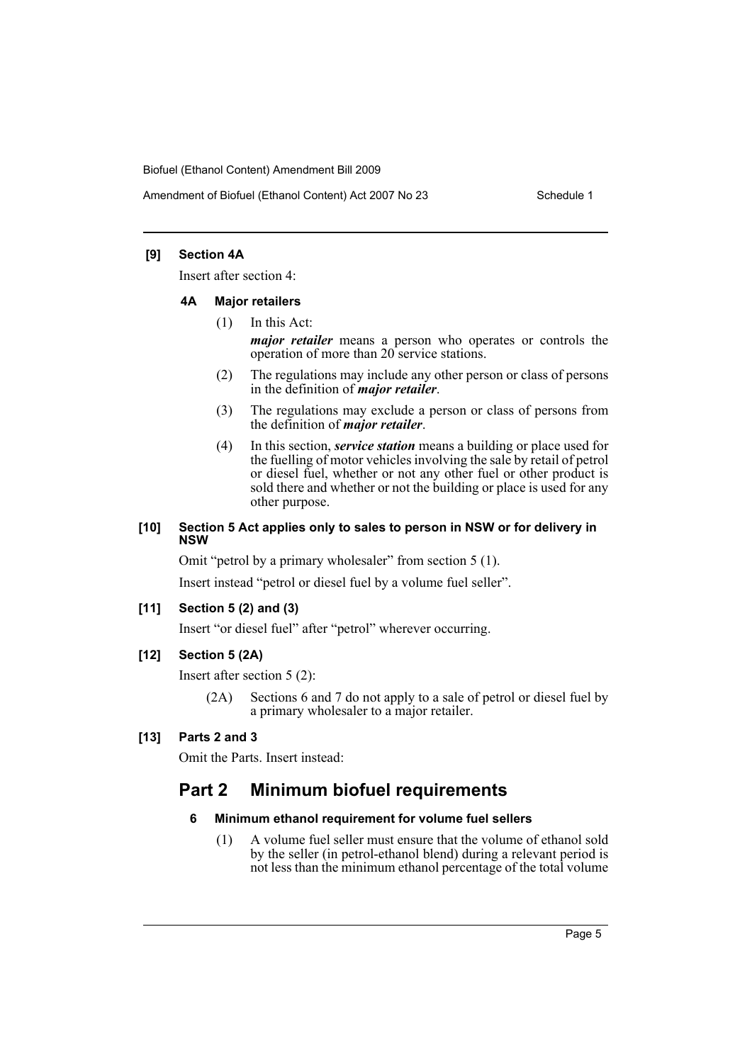**[9] Section 4A**

Insert after section 4:

**4A Major retailers**

(1) In this Act:

***major retailer*** means a person who operates or controls the operation of more than 20 service stations.

(2) The regulations may include any other person or class of persons in the definition of ***major retailer***.

(3) The regulations may exclude a person or class of persons from the definition of ***major retailer***.

(4) In this section, ***service station*** means a building or place used for the fuelling of motor vehicles involving the sale by retail of petrol or diesel fuel, whether or not any other fuel or other product is sold there and whether or not the building or place is used for any other purpose.

**[10] Section 5 Act applies only to sales to person in NSW or for delivery in NSW**

Omit "petrol by a primary wholesaler" from section 5 (1).

Insert instead "petrol or diesel fuel by a volume fuel seller".

**[11] Section 5 (2) and (3)**

Insert "or diesel fuel" after "petrol" wherever occurring.

**[12] Section 5 (2A)**

Insert after section 5 (2):

(2A) Sections 6 and 7 do not apply to a sale of petrol or diesel fuel by a primary wholesaler to a major retailer.

**[13] Parts 2 and 3**

Omit the Parts. Insert instead:

## Part 2 Minimum biofuel requirements

**6 Minimum ethanol requirement for volume fuel sellers**

(1) A volume fuel seller must ensure that the volume of ethanol sold by the seller (in petrol-ethanol blend) during a relevant period is not less than the minimum ethanol percentage of the total volume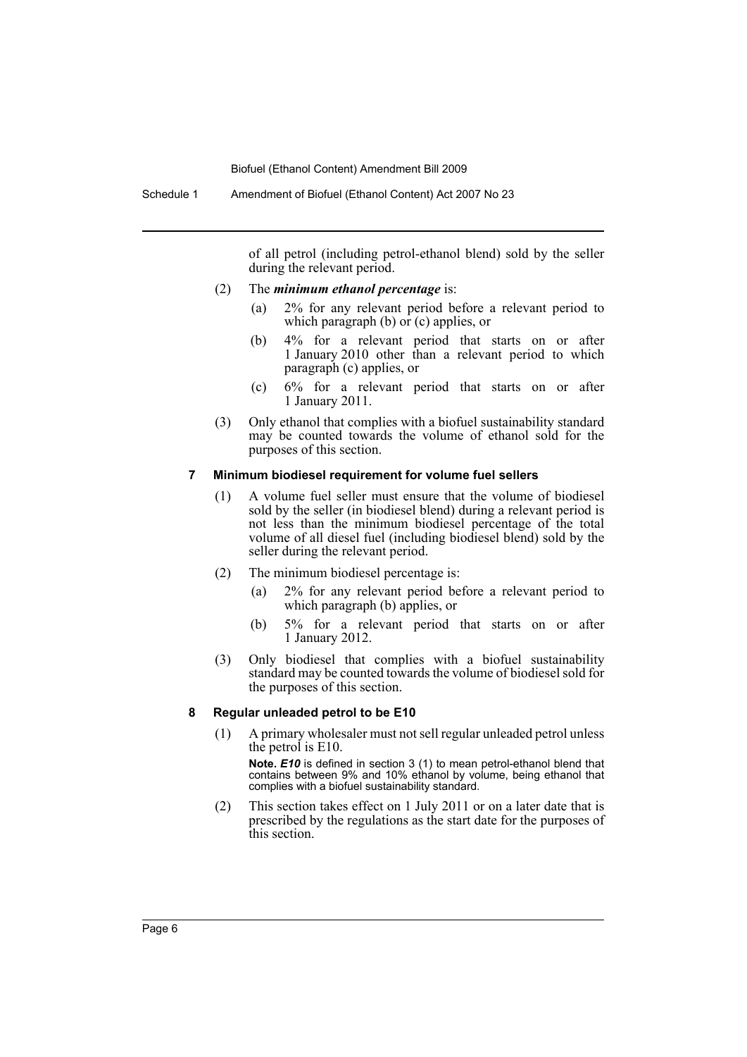of all petrol (including petrol-ethanol blend) sold by the seller during the relevant period.

(2) The ***minimum ethanol percentage*** is:

(a) 2% for any relevant period before a relevant period to which paragraph (b) or (c) applies, or

(b) 4% for a relevant period that starts on or after 1 January 2010 other than a relevant period to which paragraph (c) applies, or

(c) 6% for a relevant period that starts on or after 1 January 2011.

(3) Only ethanol that complies with a biofuel sustainability standard may be counted towards the volume of ethanol sold for the purposes of this section.

#### 7 Minimum biodiesel requirement for volume fuel sellers

(1) A volume fuel seller must ensure that the volume of biodiesel sold by the seller (in biodiesel blend) during a relevant period is not less than the minimum biodiesel percentage of the total volume of all diesel fuel (including biodiesel blend) sold by the seller during the relevant period.

(2) The minimum biodiesel percentage is:

(a) 2% for any relevant period before a relevant period to which paragraph (b) applies, or

(b) 5% for a relevant period that starts on or after 1 January 2012.

(3) Only biodiesel that complies with a biofuel sustainability standard may be counted towards the volume of biodiesel sold for the purposes of this section.

#### 8 Regular unleaded petrol to be E10

(1) A primary wholesaler must not sell regular unleaded petrol unless the petrol is E10.

**Note.** ***E10*** is defined in section 3 (1) to mean petrol-ethanol blend that contains between 9% and 10% ethanol by volume, being ethanol that complies with a biofuel sustainability standard.

(2) This section takes effect on 1 July 2011 or on a later date that is prescribed by the regulations as the start date for the purposes of this section.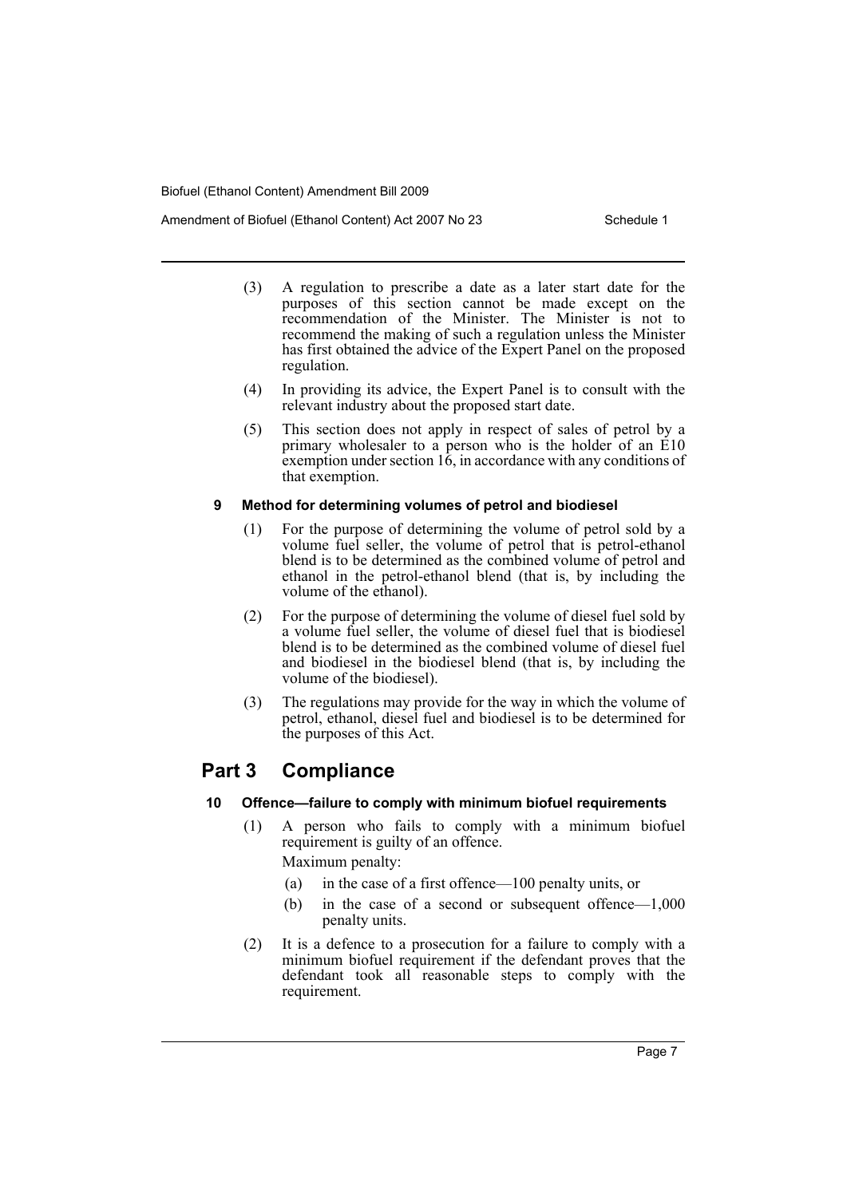(3) A regulation to prescribe a date as a later start date for the purposes of this section cannot be made except on the recommendation of the Minister. The Minister is not to recommend the making of such a regulation unless the Minister has first obtained the advice of the Expert Panel on the proposed regulation.

(4) In providing its advice, the Expert Panel is to consult with the relevant industry about the proposed start date.

(5) This section does not apply in respect of sales of petrol by a primary wholesaler to a person who is the holder of an E10 exemption under section 16, in accordance with any conditions of that exemption.

### 9 Method for determining volumes of petrol and biodiesel

(1) For the purpose of determining the volume of petrol sold by a volume fuel seller, the volume of petrol that is petrol-ethanol blend is to be determined as the combined volume of petrol and ethanol in the petrol-ethanol blend (that is, by including the volume of the ethanol).

(2) For the purpose of determining the volume of diesel fuel sold by a volume fuel seller, the volume of diesel fuel that is biodiesel blend is to be determined as the combined volume of diesel fuel and biodiesel in the biodiesel blend (that is, by including the volume of the biodiesel).

(3) The regulations may provide for the way in which the volume of petrol, ethanol, diesel fuel and biodiesel is to be determined for the purposes of this Act.

## Part 3 Compliance

### 10 Offence—failure to comply with minimum biofuel requirements

(1) A person who fails to comply with a minimum biofuel requirement is guilty of an offence.

Maximum penalty:

(a) in the case of a first offence—100 penalty units, or

(b) in the case of a second or subsequent offence—1,000 penalty units.

(2) It is a defence to a prosecution for a failure to comply with a minimum biofuel requirement if the defendant proves that the defendant took all reasonable steps to comply with the requirement.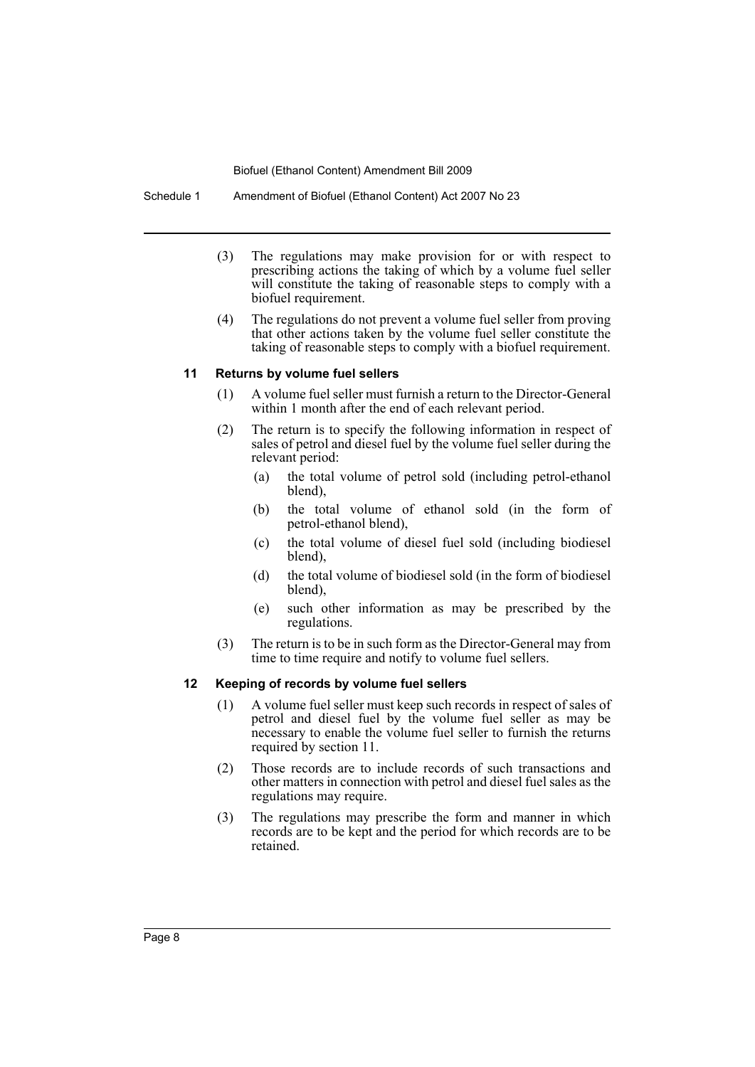(3) The regulations may make provision for or with respect to prescribing actions the taking of which by a volume fuel seller will constitute the taking of reasonable steps to comply with a biofuel requirement.

(4) The regulations do not prevent a volume fuel seller from proving that other actions taken by the volume fuel seller constitute the taking of reasonable steps to comply with a biofuel requirement.

#### 11 Returns by volume fuel sellers

(1) A volume fuel seller must furnish a return to the Director-General within 1 month after the end of each relevant period.

(2) The return is to specify the following information in respect of sales of petrol and diesel fuel by the volume fuel seller during the relevant period:

- (a) the total volume of petrol sold (including petrol-ethanol blend),
- (b) the total volume of ethanol sold (in the form of petrol-ethanol blend),
- (c) the total volume of diesel fuel sold (including biodiesel blend),
- (d) the total volume of biodiesel sold (in the form of biodiesel blend),
- (e) such other information as may be prescribed by the regulations.

(3) The return is to be in such form as the Director-General may from time to time require and notify to volume fuel sellers.

#### 12 Keeping of records by volume fuel sellers

(1) A volume fuel seller must keep such records in respect of sales of petrol and diesel fuel by the volume fuel seller as may be necessary to enable the volume fuel seller to furnish the returns required by section 11.

(2) Those records are to include records of such transactions and other matters in connection with petrol and diesel fuel sales as the regulations may require.

(3) The regulations may prescribe the form and manner in which records are to be kept and the period for which records are to be retained.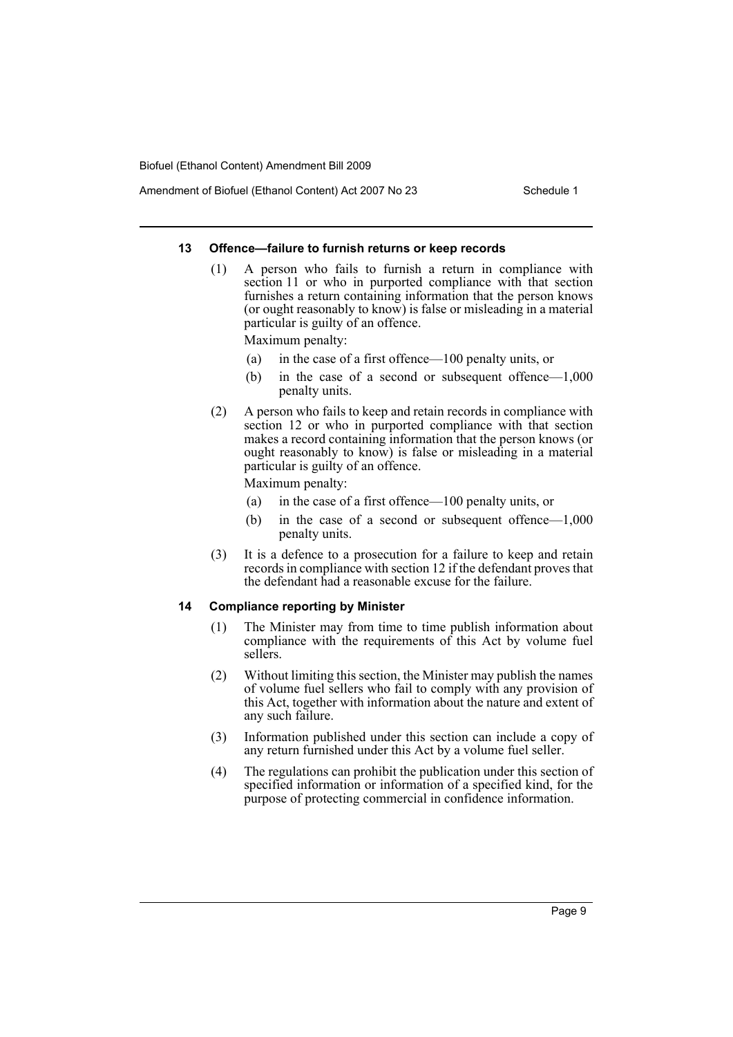### 13 Offence—failure to furnish returns or keep records

(1) A person who fails to furnish a return in compliance with section 11 or who in purported compliance with that section furnishes a return containing information that the person knows (or ought reasonably to know) is false or misleading in a material particular is guilty of an offence.

Maximum penalty:

(a) in the case of a first offence—100 penalty units, or

(b) in the case of a second or subsequent offence—1,000 penalty units.

(2) A person who fails to keep and retain records in compliance with section 12 or who in purported compliance with that section makes a record containing information that the person knows (or ought reasonably to know) is false or misleading in a material particular is guilty of an offence.

Maximum penalty:

(a) in the case of a first offence—100 penalty units, or

(b) in the case of a second or subsequent offence—1,000 penalty units.

(3) It is a defence to a prosecution for a failure to keep and retain records in compliance with section 12 if the defendant proves that the defendant had a reasonable excuse for the failure.

### 14 Compliance reporting by Minister

(1) The Minister may from time to time publish information about compliance with the requirements of this Act by volume fuel sellers.

(2) Without limiting this section, the Minister may publish the names of volume fuel sellers who fail to comply with any provision of this Act, together with information about the nature and extent of any such failure.

(3) Information published under this section can include a copy of any return furnished under this Act by a volume fuel seller.

(4) The regulations can prohibit the publication under this section of specified information or information of a specified kind, for the purpose of protecting commercial in confidence information.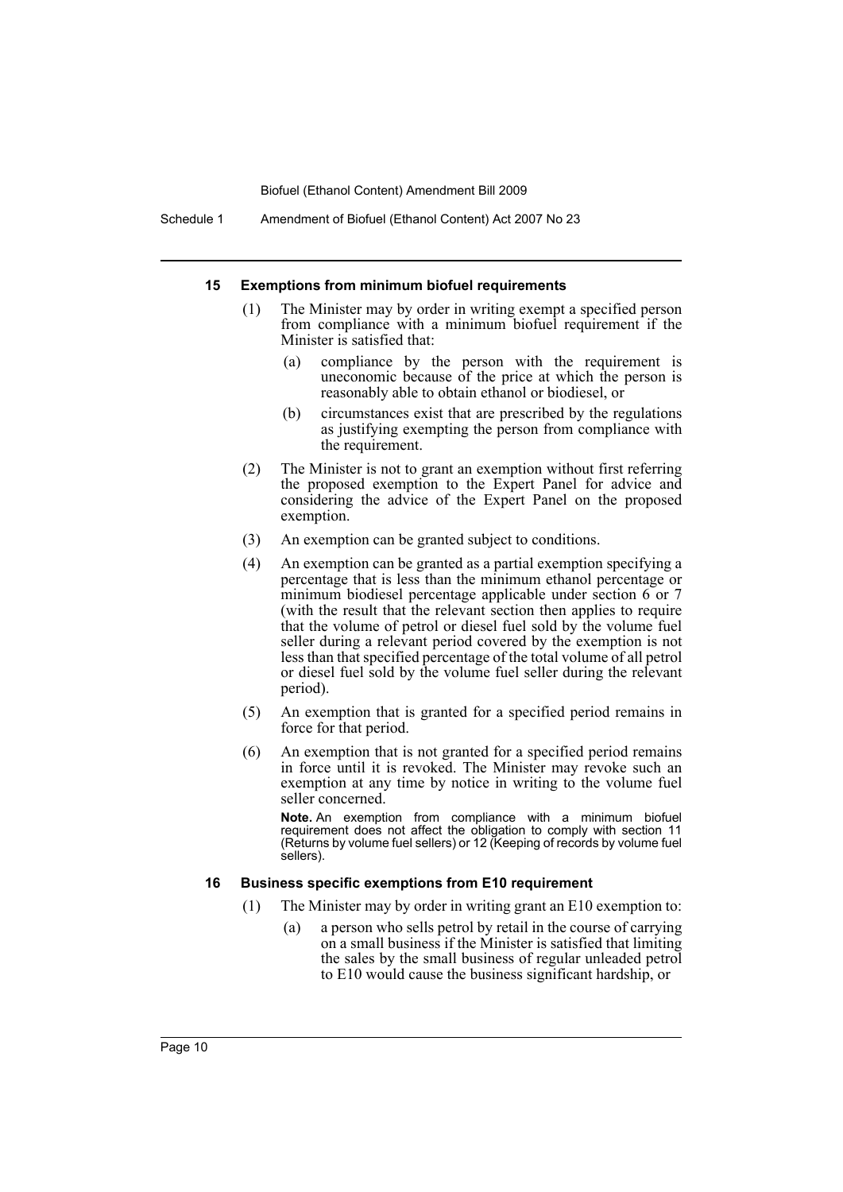### 15 Exemptions from minimum biofuel requirements

(1) The Minister may by order in writing exempt a specified person from compliance with a minimum biofuel requirement if the Minister is satisfied that:

(a) compliance by the person with the requirement is uneconomic because of the price at which the person is reasonably able to obtain ethanol or biodiesel, or

(b) circumstances exist that are prescribed by the regulations as justifying exempting the person from compliance with the requirement.

(2) The Minister is not to grant an exemption without first referring the proposed exemption to the Expert Panel for advice and considering the advice of the Expert Panel on the proposed exemption.

(3) An exemption can be granted subject to conditions.

(4) An exemption can be granted as a partial exemption specifying a percentage that is less than the minimum ethanol percentage or minimum biodiesel percentage applicable under section 6 or 7 (with the result that the relevant section then applies to require that the volume of petrol or diesel fuel sold by the volume fuel seller during a relevant period covered by the exemption is not less than that specified percentage of the total volume of all petrol or diesel fuel sold by the volume fuel seller during the relevant period).

(5) An exemption that is granted for a specified period remains in force for that period.

(6) An exemption that is not granted for a specified period remains in force until it is revoked. The Minister may revoke such an exemption at any time by notice in writing to the volume fuel seller concerned.

**Note.** An exemption from compliance with a minimum biofuel requirement does not affect the obligation to comply with section 11 (Returns by volume fuel sellers) or 12 (Keeping of records by volume fuel sellers).

### 16 Business specific exemptions from E10 requirement

(1) The Minister may by order in writing grant an E10 exemption to:

(a) a person who sells petrol by retail in the course of carrying on a small business if the Minister is satisfied that limiting the sales by the small business of regular unleaded petrol to E10 would cause the business significant hardship, or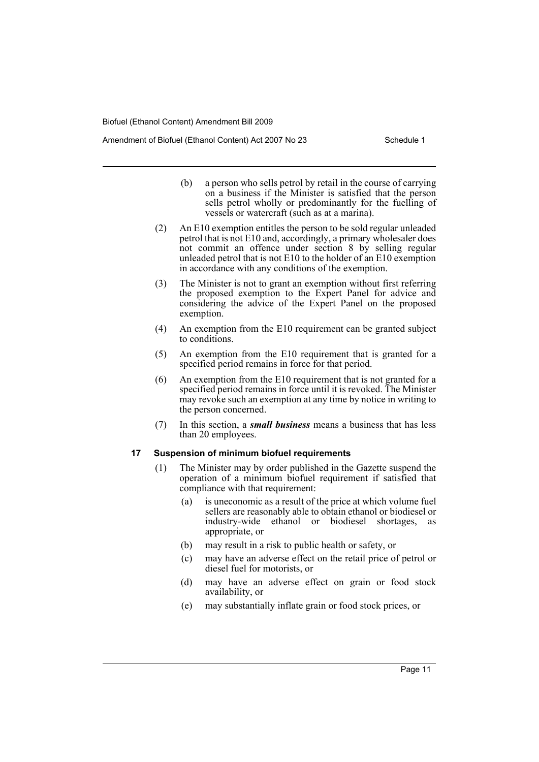(b) a person who sells petrol by retail in the course of carrying on a business if the Minister is satisfied that the person sells petrol wholly or predominantly for the fuelling of vessels or watercraft (such as at a marina).

(2) An E10 exemption entitles the person to be sold regular unleaded petrol that is not E10 and, accordingly, a primary wholesaler does not commit an offence under section 8 by selling regular unleaded petrol that is not E10 to the holder of an E10 exemption in accordance with any conditions of the exemption.

(3) The Minister is not to grant an exemption without first referring the proposed exemption to the Expert Panel for advice and considering the advice of the Expert Panel on the proposed exemption.

(4) An exemption from the E10 requirement can be granted subject to conditions.

(5) An exemption from the E10 requirement that is granted for a specified period remains in force for that period.

(6) An exemption from the E10 requirement that is not granted for a specified period remains in force until it is revoked. The Minister may revoke such an exemption at any time by notice in writing to the person concerned.

(7) In this section, a ***small business*** means a business that has less than 20 employees.

### 17 Suspension of minimum biofuel requirements

(1) The Minister may by order published in the Gazette suspend the operation of a minimum biofuel requirement if satisfied that compliance with that requirement:

(a) is uneconomic as a result of the price at which volume fuel sellers are reasonably able to obtain ethanol or biodiesel or industry-wide ethanol or biodiesel shortages, as appropriate, or

(b) may result in a risk to public health or safety, or

(c) may have an adverse effect on the retail price of petrol or diesel fuel for motorists, or

(d) may have an adverse effect on grain or food stock availability, or

(e) may substantially inflate grain or food stock prices, or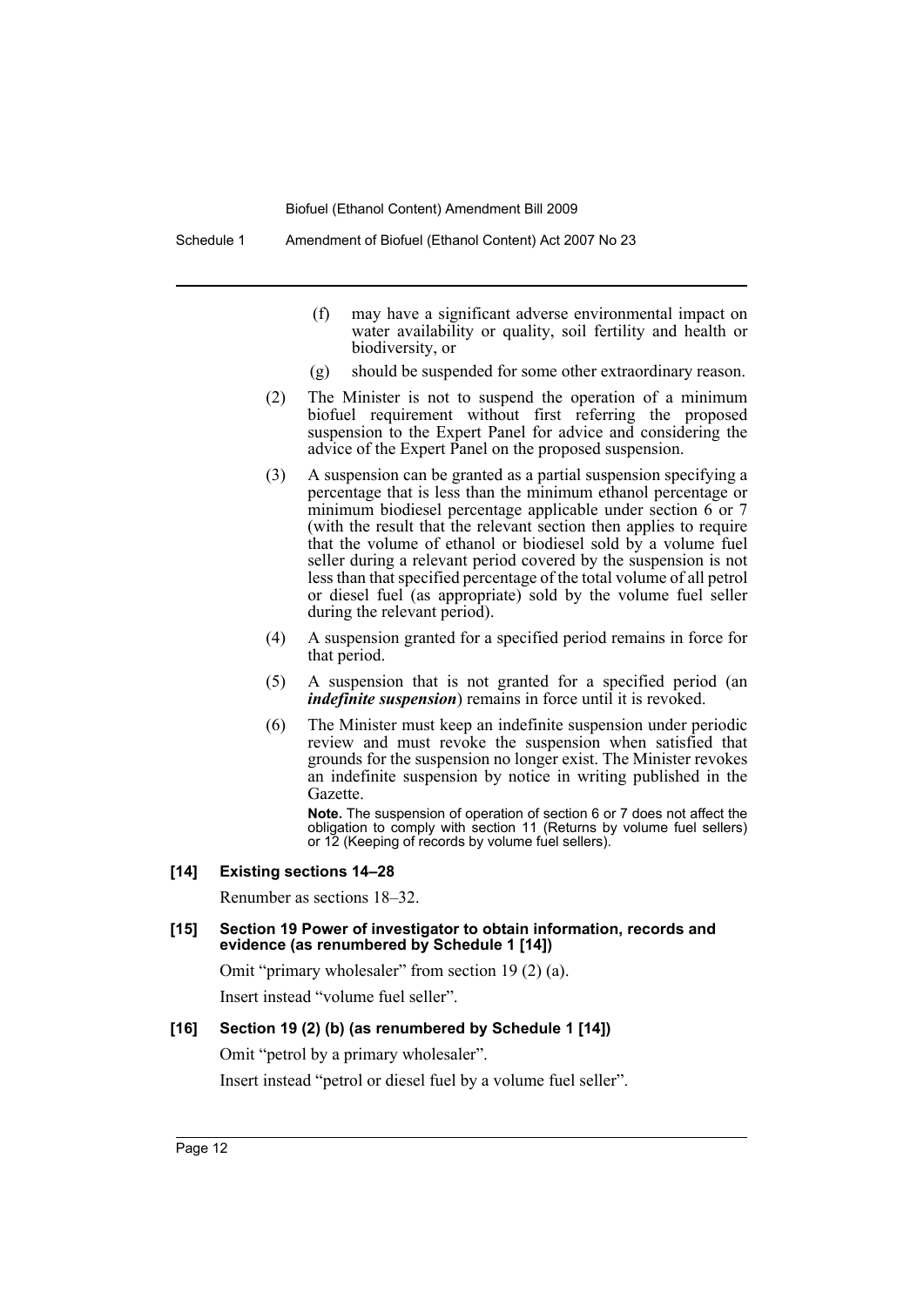(f) may have a significant adverse environmental impact on water availability or quality, soil fertility and health or biodiversity, or

(g) should be suspended for some other extraordinary reason.

(2) The Minister is not to suspend the operation of a minimum biofuel requirement without first referring the proposed suspension to the Expert Panel for advice and considering the advice of the Expert Panel on the proposed suspension.

(3) A suspension can be granted as a partial suspension specifying a percentage that is less than the minimum ethanol percentage or minimum biodiesel percentage applicable under section 6 or 7 (with the result that the relevant section then applies to require that the volume of ethanol or biodiesel sold by a volume fuel seller during a relevant period covered by the suspension is not less than that specified percentage of the total volume of all petrol or diesel fuel (as appropriate) sold by the volume fuel seller during the relevant period).

(4) A suspension granted for a specified period remains in force for that period.

(5) A suspension that is not granted for a specified period (an ***indefinite suspension***) remains in force until it is revoked.

(6) The Minister must keep an indefinite suspension under periodic review and must revoke the suspension when satisfied that grounds for the suspension no longer exist. The Minister revokes an indefinite suspension by notice in writing published in the Gazette.

**Note.** The suspension of operation of section 6 or 7 does not affect the obligation to comply with section 11 (Returns by volume fuel sellers) or 12 (Keeping of records by volume fuel sellers).

**[14] Existing sections 14–28**

Renumber as sections 18–32.

**[15] Section 19 Power of investigator to obtain information, records and evidence (as renumbered by Schedule 1 [14])**

Omit "primary wholesaler" from section 19 (2) (a).

Insert instead "volume fuel seller".

**[16] Section 19 (2) (b) (as renumbered by Schedule 1 [14])**

Omit "petrol by a primary wholesaler".

Insert instead "petrol or diesel fuel by a volume fuel seller".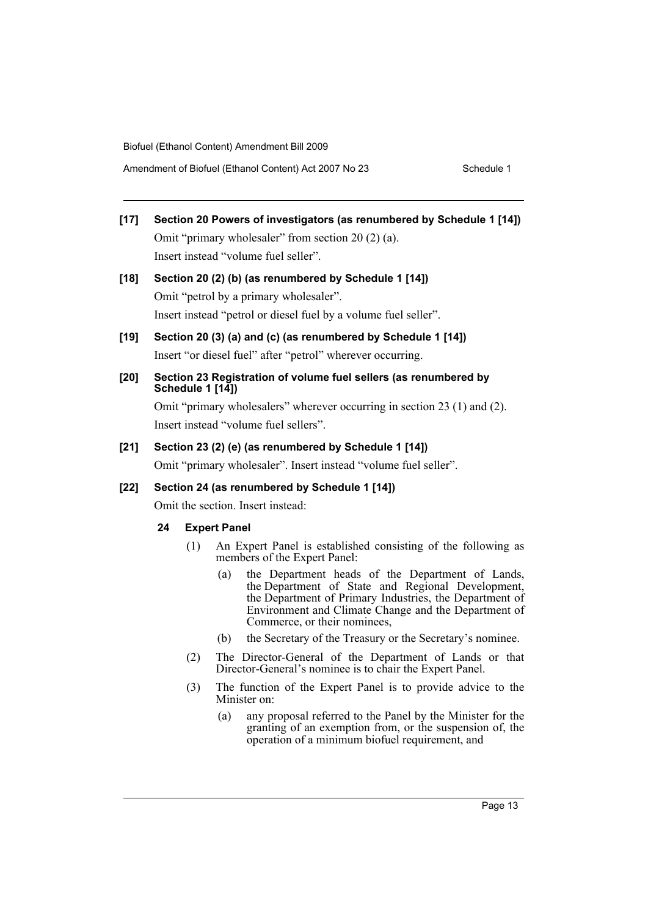**[17] Section 20 Powers of investigators (as renumbered by Schedule 1 [14])**

Omit "primary wholesaler" from section 20 (2) (a).

Insert instead "volume fuel seller".

**[18] Section 20 (2) (b) (as renumbered by Schedule 1 [14])**

Omit "petrol by a primary wholesaler".

Insert instead "petrol or diesel fuel by a volume fuel seller".

**[19] Section 20 (3) (a) and (c) (as renumbered by Schedule 1 [14])**

Insert "or diesel fuel" after "petrol" wherever occurring.

**[20] Section 23 Registration of volume fuel sellers (as renumbered by Schedule 1 [14])**

Omit "primary wholesalers" wherever occurring in section 23 (1) and (2).

Insert instead "volume fuel sellers".

**[21] Section 23 (2) (e) (as renumbered by Schedule 1 [14])**

Omit "primary wholesaler". Insert instead "volume fuel seller".

**[22] Section 24 (as renumbered by Schedule 1 [14])**

Omit the section. Insert instead:

**24 Expert Panel**

(1) An Expert Panel is established consisting of the following as members of the Expert Panel:

(a) the Department heads of the Department of Lands, the Department of State and Regional Development, the Department of Primary Industries, the Department of Environment and Climate Change and the Department of Commerce, or their nominees,

(b) the Secretary of the Treasury or the Secretary's nominee.

(2) The Director-General of the Department of Lands or that Director-General's nominee is to chair the Expert Panel.

(3) The function of the Expert Panel is to provide advice to the Minister on:

(a) any proposal referred to the Panel by the Minister for the granting of an exemption from, or the suspension of, the operation of a minimum biofuel requirement, and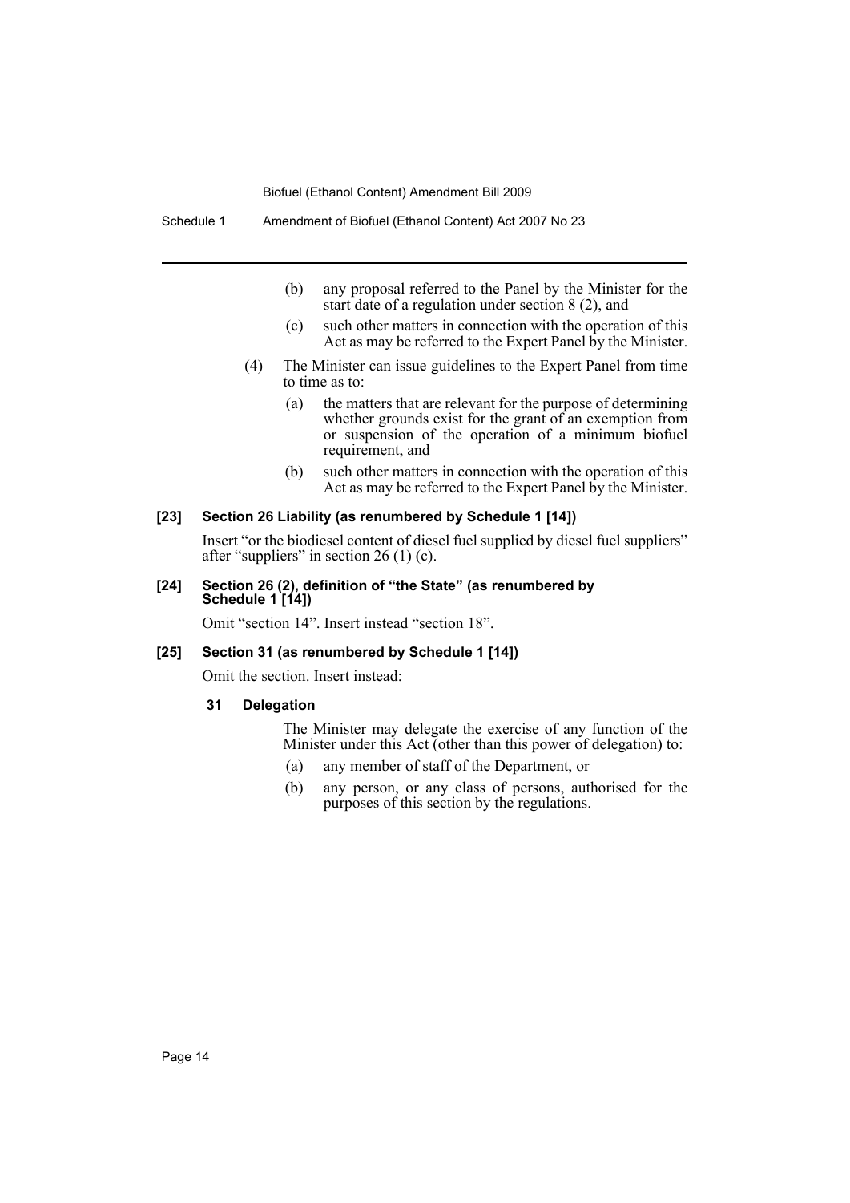(b) any proposal referred to the Panel by the Minister for the start date of a regulation under section 8 (2), and

(c) such other matters in connection with the operation of this Act as may be referred to the Expert Panel by the Minister.

(4) The Minister can issue guidelines to the Expert Panel from time to time as to:

(a) the matters that are relevant for the purpose of determining whether grounds exist for the grant of an exemption from or suspension of the operation of a minimum biofuel requirement, and

(b) such other matters in connection with the operation of this Act as may be referred to the Expert Panel by the Minister.

#### [23] Section 26 Liability (as renumbered by Schedule 1 [14])

Insert "or the biodiesel content of diesel fuel supplied by diesel fuel suppliers" after "suppliers" in section 26 (1) (c).

#### [24] Section 26 (2), definition of "the State" (as renumbered by Schedule 1 [14])

Omit "section 14". Insert instead "section 18".

#### [25] Section 31 (as renumbered by Schedule 1 [14])

Omit the section. Insert instead:

**31 Delegation**

The Minister may delegate the exercise of any function of the Minister under this Act (other than this power of delegation) to:

(a) any member of staff of the Department, or

(b) any person, or any class of persons, authorised for the purposes of this section by the regulations.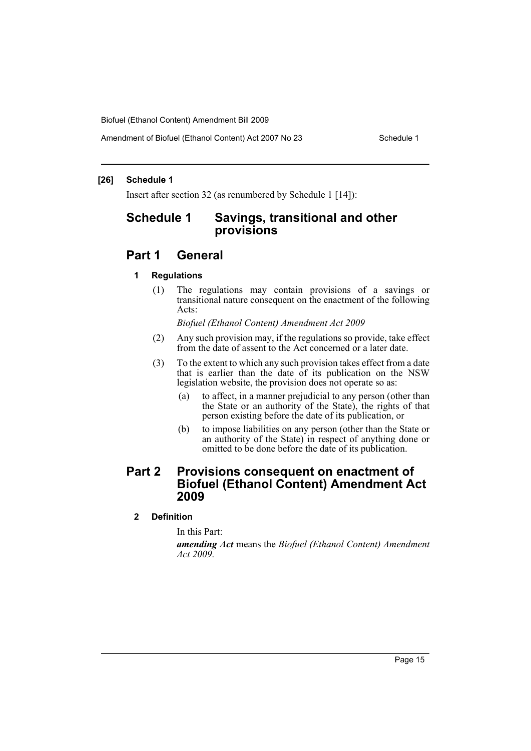**[26] Schedule 1**

Insert after section 32 (as renumbered by Schedule 1 [14]):

## Schedule 1 Savings, transitional and other provisions

## Part 1 General

### 1 Regulations

(1) The regulations may contain provisions of a savings or transitional nature consequent on the enactment of the following Acts:

*Biofuel (Ethanol Content) Amendment Act 2009*

(2) Any such provision may, if the regulations so provide, take effect from the date of assent to the Act concerned or a later date.

(3) To the extent to which any such provision takes effect from a date that is earlier than the date of its publication on the NSW legislation website, the provision does not operate so as:

(a) to affect, in a manner prejudicial to any person (other than the State or an authority of the State), the rights of that person existing before the date of its publication, or

(b) to impose liabilities on any person (other than the State or an authority of the State) in respect of anything done or omitted to be done before the date of its publication.

## Part 2 Provisions consequent on enactment of Biofuel (Ethanol Content) Amendment Act 2009

### 2 Definition

In this Part:

***amending Act*** means the *Biofuel (Ethanol Content) Amendment Act 2009*.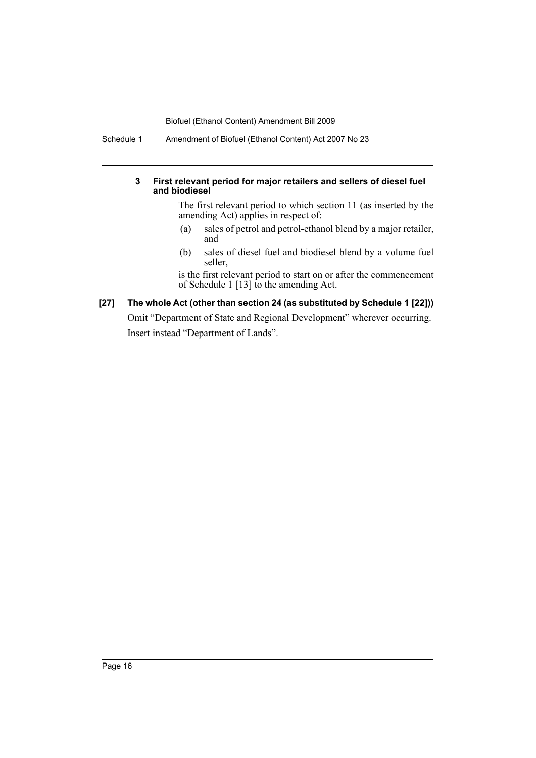#### 3 First relevant period for major retailers and sellers of diesel fuel and biodiesel

The first relevant period to which section 11 (as inserted by the amending Act) applies in respect of:

(a) sales of petrol and petrol-ethanol blend by a major retailer, and

(b) sales of diesel fuel and biodiesel blend by a volume fuel seller,

is the first relevant period to start on or after the commencement of Schedule 1 [13] to the amending Act.

#### [27] The whole Act (other than section 24 (as substituted by Schedule 1 [22]))

Omit "Department of State and Regional Development" wherever occurring.

Insert instead "Department of Lands".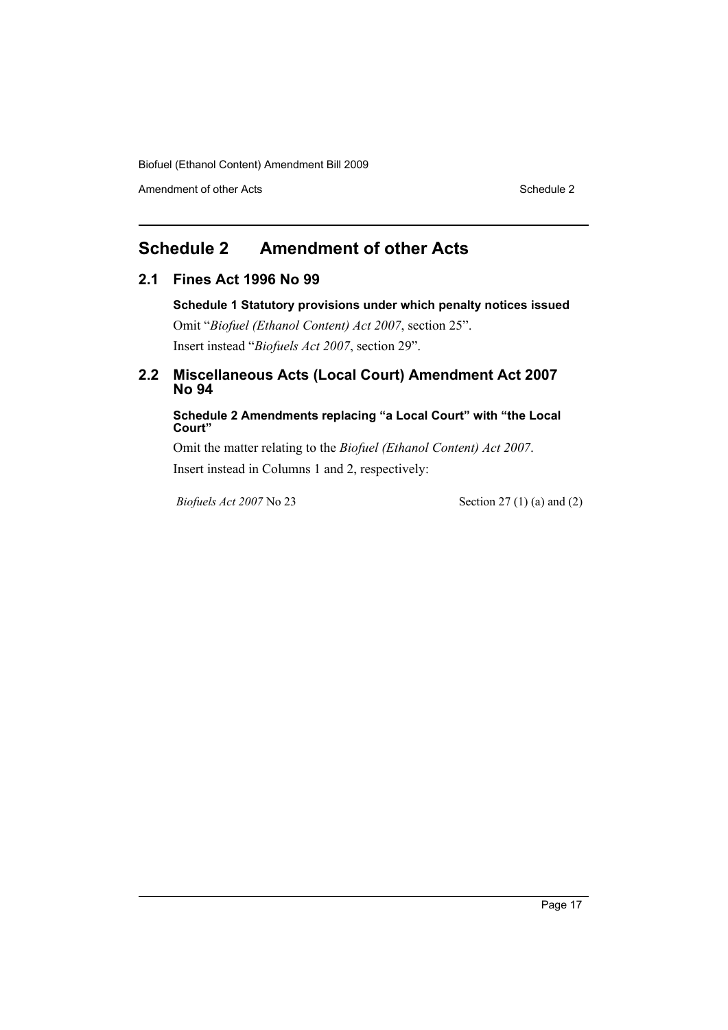# Schedule 2 Amendment of other Acts

## 2.1 Fines Act 1996 No 99

**Schedule 1 Statutory provisions under which penalty notices issued**

Omit "*Biofuel (Ethanol Content) Act 2007*, section 25".

Insert instead "*Biofuels Act 2007*, section 29".

## 2.2 Miscellaneous Acts (Local Court) Amendment Act 2007 No 94

**Schedule 2 Amendments replacing "a Local Court" with "the Local Court"**

Omit the matter relating to the *Biofuel (Ethanol Content) Act 2007*.

Insert instead in Columns 1 and 2, respectively:

| | |
|---|---|
| *Biofuels Act 2007* No 23 | Section 27 (1) (a) and (2) |